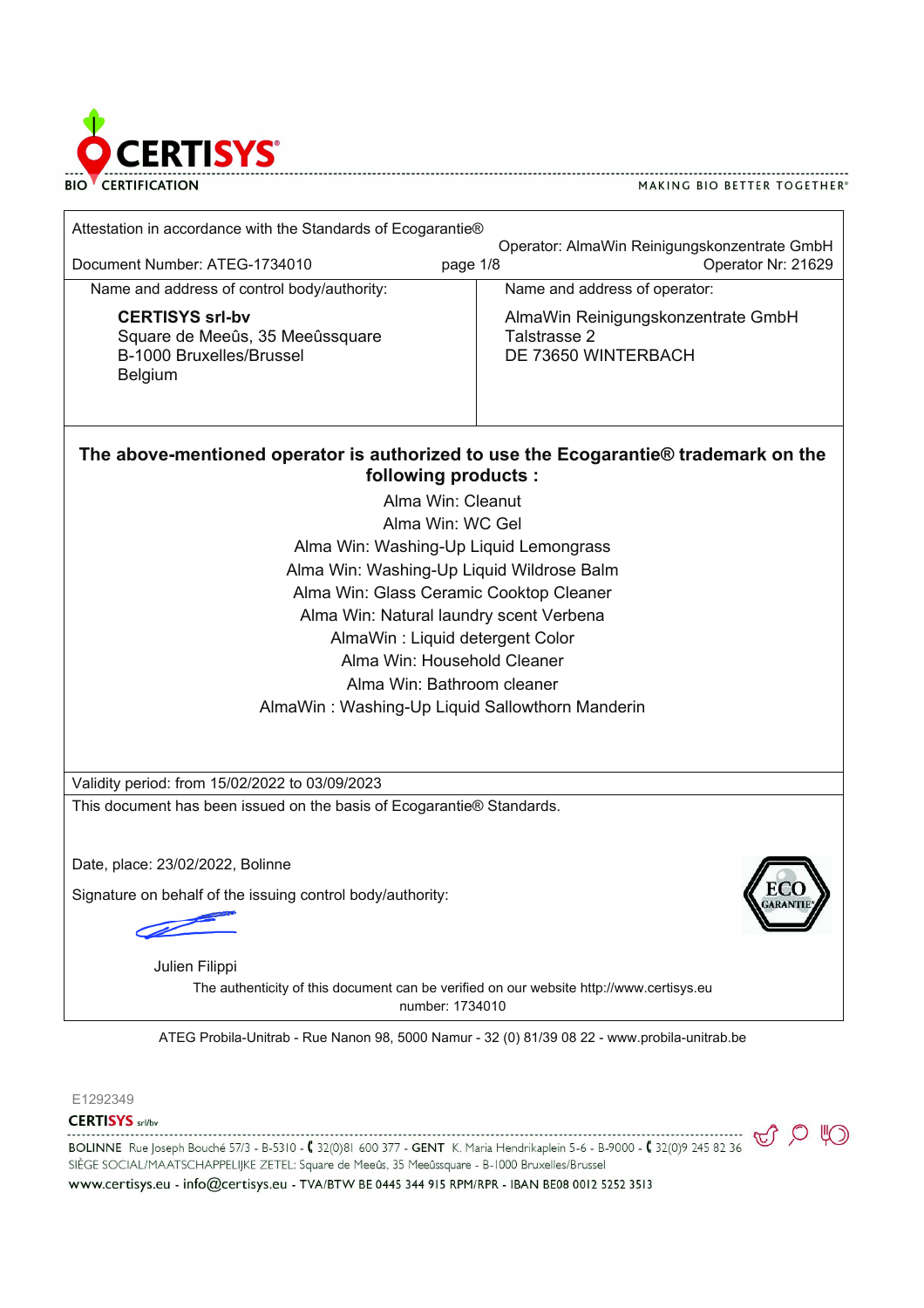Attestation in accordance with the Standards of Ecogarantie®

Operator: AlmaWin Reinigungskonzentrate GmbH

Document Number: ATEG-1734010 page 1/8 Operator Nr: 21629

| Name and address of control body/authority: | Name and address of operator: |
| --- | --- |
| **CERTISYS srl-bv**<br>Square de Meeûs, 35 Meeûssquare<br>B-1000 Bruxelles/Brussel<br>Belgium | AlmaWin Reinigungskonzentrate GmbH<br>Talstrasse 2<br>DE 73650 WINTERBACH |

**The above-mentioned operator is authorized to use the Ecogarantie® trademark on the following products :**

Alma Win: Cleanut
Alma Win: WC Gel
Alma Win: Washing-Up Liquid Lemongrass
Alma Win: Washing-Up Liquid Wildrose Balm
Alma Win: Glass Ceramic Cooktop Cleaner
Alma Win: Natural laundry scent Verbena
AlmaWin : Liquid detergent Color
Alma Win: Household Cleaner
Alma Win: Bathroom cleaner
AlmaWin : Washing-Up Liquid Sallowthorn Manderin

Validity period: from 15/02/2022 to 03/09/2023

This document has been issued on the basis of Ecogarantie® Standards.

Date, place: 23/02/2022, Bolinne

Signature on behalf of the issuing control body/authority:

Julien Filippi

The authenticity of this document can be verified on our website http://www.certisys.eu
number: 1734010

ATEG Probila-Unitrab - Rue Nanon 98, 5000 Namur - 32 (0) 81/39 08 22 - www.probila-unitrab.be

E1292349

CERTISYS srl/bv

BOLINNE Rue Joseph Bouché 57/3 - B-5310 - 32(0)81 600 377 - GENT K. Maria Hendrikaplein 5-6 - B-9000 - 32(0)9 245 82 36
SIÈGE SOCIAL/MAATSCHAPPELIJKE ZETEL: Square de Meeûs, 35 Meeûssquare - B-1000 Bruxelles/Brussel
www.certisys.eu - info@certisys.eu - TVA/BTW BE 0445 344 915 RPM/RPR - IBAN BE08 0012 5252 3513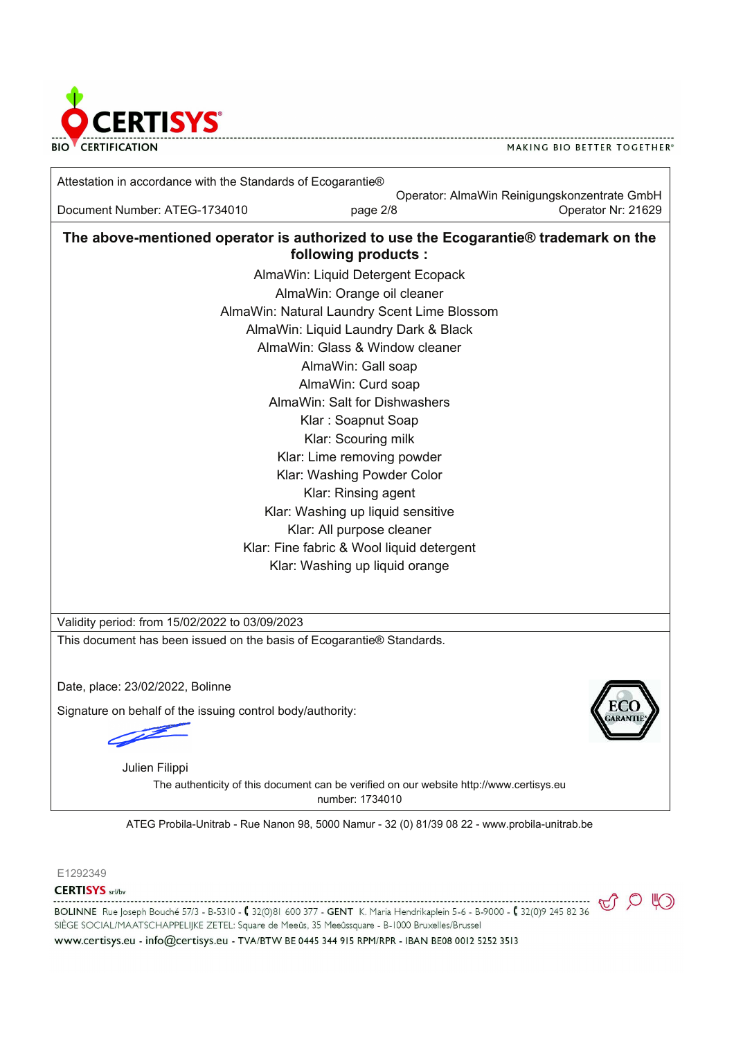Attestation in accordance with the Standards of Ecogarantie®

Operator: AlmaWin Reinigungskonzentrate GmbH

Document Number: ATEG-1734010

Operator Nr: 21629

## The above-mentioned operator is authorized to use the Ecogarantie® trademark on the following products :

AlmaWin: Liquid Detergent Ecopack
AlmaWin: Orange oil cleaner
AlmaWin: Natural Laundry Scent Lime Blossom
AlmaWin: Liquid Laundry Dark & Black
AlmaWin: Glass & Window cleaner
AlmaWin: Gall soap
AlmaWin: Curd soap
AlmaWin: Salt for Dishwashers
Klar : Soapnut Soap
Klar: Scouring milk
Klar: Lime removing powder
Klar: Washing Powder Color
Klar: Rinsing agent
Klar: Washing up liquid sensitive
Klar: All purpose cleaner
Klar: Fine fabric & Wool liquid detergent
Klar: Washing up liquid orange

Validity period: from 15/02/2022 to 03/09/2023

This document has been issued on the basis of Ecogarantie® Standards.

Date, place: 23/02/2022, Bolinne

Signature on behalf of the issuing control body/authority:

Julien Filippi

The authenticity of this document can be verified on our website http://www.certisys.eu
number: 1734010

ATEG Probila-Unitrab - Rue Nanon 98, 5000 Namur - 32 (0) 81/39 08 22 - www.probila-unitrab.be

E1292349

CERTISYS srl/bv

BOLINNE Rue Joseph Bouché 57/3 - B-5310 - 32(0)81 600 377 - GENT K. Maria Hendrikaplein 5-6 - B-9000 - 32(0)9 245 82 36
SIÈGE SOCIAL/MAATSCHAPPELIJKE ZETEL: Square de Meeûs, 35 Meeûssquare - B-1000 Bruxelles/Brussel
www.certisys.eu - info@certisys.eu - TVA/BTW BE 0445 344 915 RPM/RPR - IBAN BE08 0012 5252 3513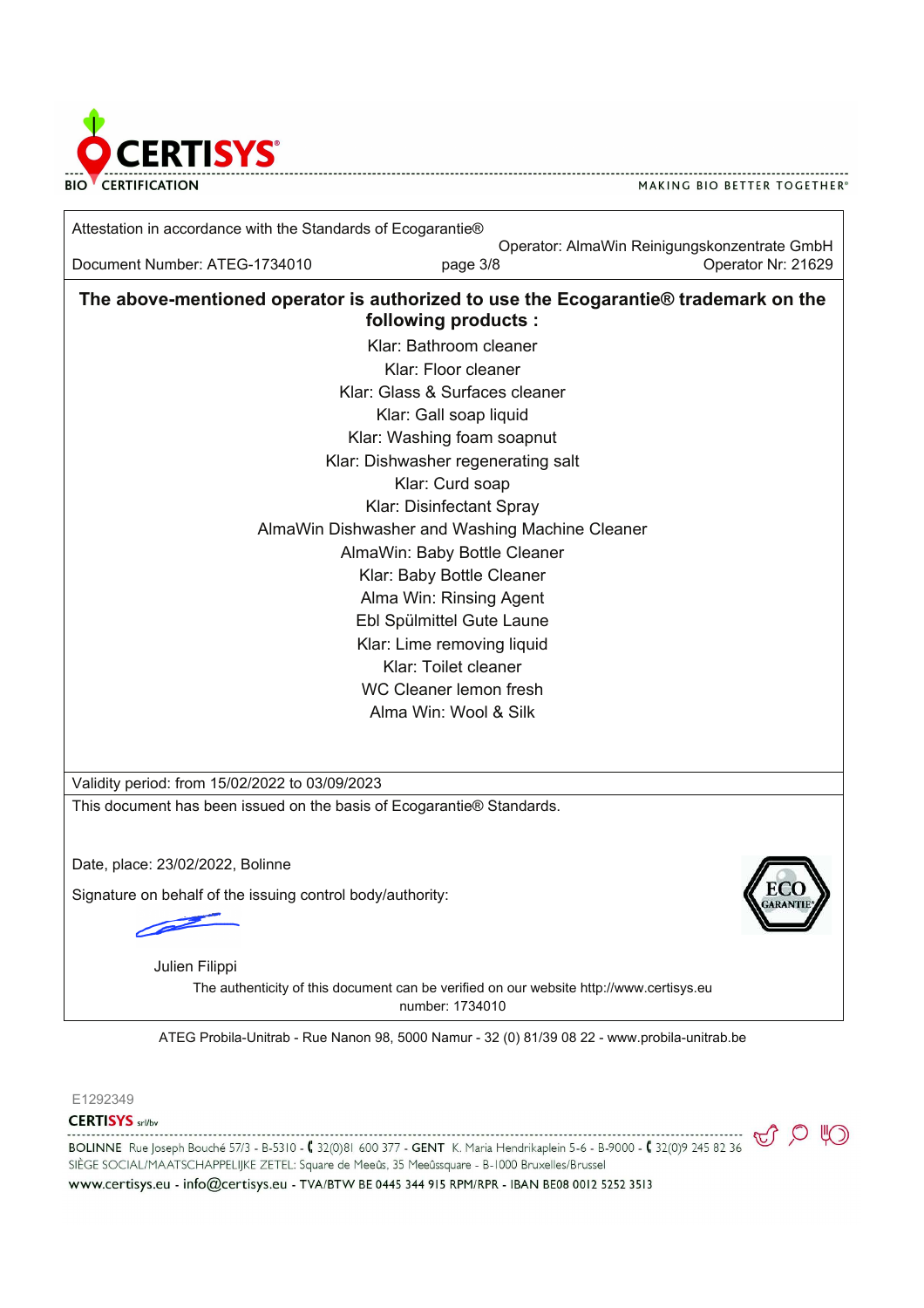Attestation in accordance with the Standards of Ecogarantie®

Operator: AlmaWin Reinigungskonzentrate GmbH

Document Number: ATEG-1734010 | page 3/8 | Operator Nr: 21629

**The above-mentioned operator is authorized to use the Ecogarantie® trademark on the following products :**

Klar: Bathroom cleaner
Klar: Floor cleaner
Klar: Glass & Surfaces cleaner
Klar: Gall soap liquid
Klar: Washing foam soapnut
Klar: Dishwasher regenerating salt
Klar: Curd soap
Klar: Disinfectant Spray
AlmaWin Dishwasher and Washing Machine Cleaner
AlmaWin: Baby Bottle Cleaner
Klar: Baby Bottle Cleaner
Alma Win: Rinsing Agent
Ebl Spülmittel Gute Laune
Klar: Lime removing liquid
Klar: Toilet cleaner
WC Cleaner lemon fresh
Alma Win: Wool & Silk

Validity period: from 15/02/2022 to 03/09/2023

This document has been issued on the basis of Ecogarantie® Standards.

Date, place: 23/02/2022, Bolinne

Signature on behalf of the issuing control body/authority:

Julien Filippi

The authenticity of this document can be verified on our website http://www.certisys.eu number: 1734010

ATEG Probila-Unitrab - Rue Nanon 98, 5000 Namur - 32 (0) 81/39 08 22 - www.probila-unitrab.be

E1292349

CERTISYS srl/bv

BOLINNE Rue Joseph Bouché 57/3 - B-5310 - 32(0)81 600 377 - GENT K. Maria Hendrikaplein 5-6 - B-9000 - 32(0)9 245 82 36
SIÈGE SOCIAL/MAATSCHAPPELIJKE ZETEL: Square de Meeûs, 35 Meeûssquare - B-1000 Bruxelles/Brussel
www.certisys.eu - info@certisys.eu - TVA/BTW BE 0445 344 915 RPM/RPR - IBAN BE08 0012 5252 3513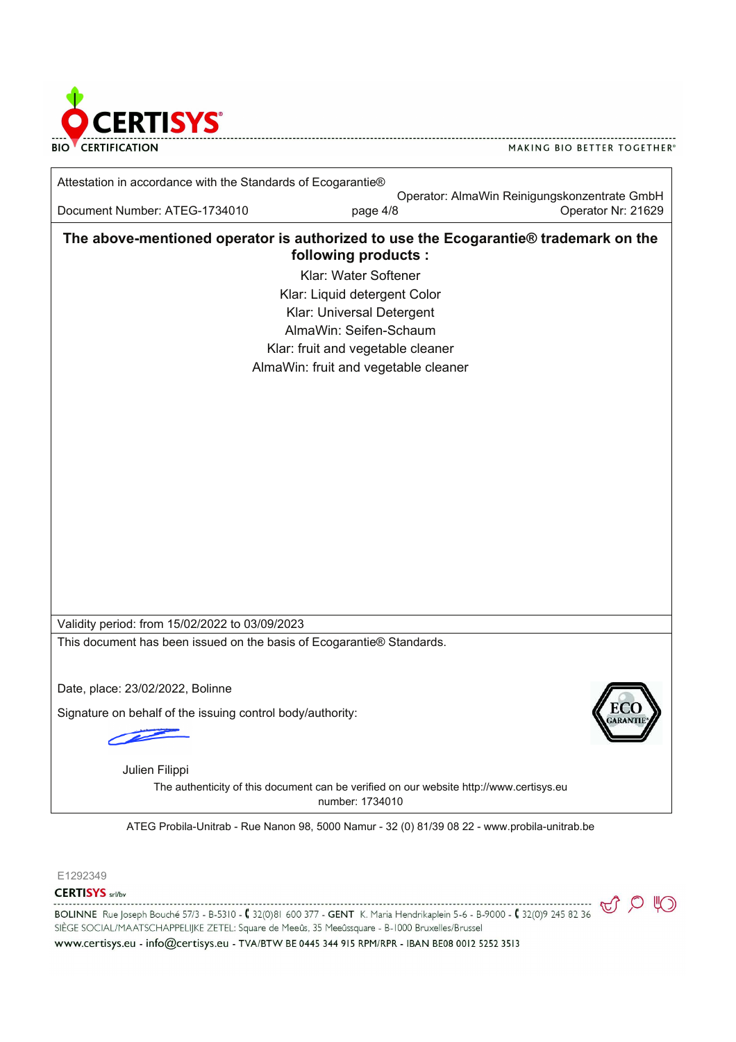Attestation in accordance with the Standards of Ecogarantie®

Operator: AlmaWin Reinigungskonzentrate GmbH

Document Number: ATEG-1734010 | page 4/8 | Operator Nr: 21629

**The above-mentioned operator is authorized to use the Ecogarantie® trademark on the following products :**

Klar: Water Softener
Klar: Liquid detergent Color
Klar: Universal Detergent
AlmaWin: Seifen-Schaum
Klar: fruit and vegetable cleaner
AlmaWin: fruit and vegetable cleaner

Validity period: from 15/02/2022 to 03/09/2023

This document has been issued on the basis of Ecogarantie® Standards.

Date, place: 23/02/2022, Bolinne

Signature on behalf of the issuing control body/authority:

Julien Filippi

The authenticity of this document can be verified on our website http://www.certisys.eu number: 1734010

ATEG Probila-Unitrab - Rue Nanon 98, 5000 Namur - 32 (0) 81/39 08 22 - www.probila-unitrab.be

E1292349

CERTISYS srl/bv

BOLINNE Rue Joseph Bouché 57/3 - B-5310 - 32(0)81 600 377 - GENT K. Maria Hendrikaplein 5-6 - B-9000 - 32(0)9 245 82 36
SIÈGE SOCIAL/MAATSCHAPPELIJKE ZETEL: Square de Meeûs, 35 Meeûssquare - B-1000 Bruxelles/Brussel
www.certisys.eu - info@certisys.eu - TVA/BTW BE 0445 344 915 RPM/RPR - IBAN BE08 0012 5252 3513